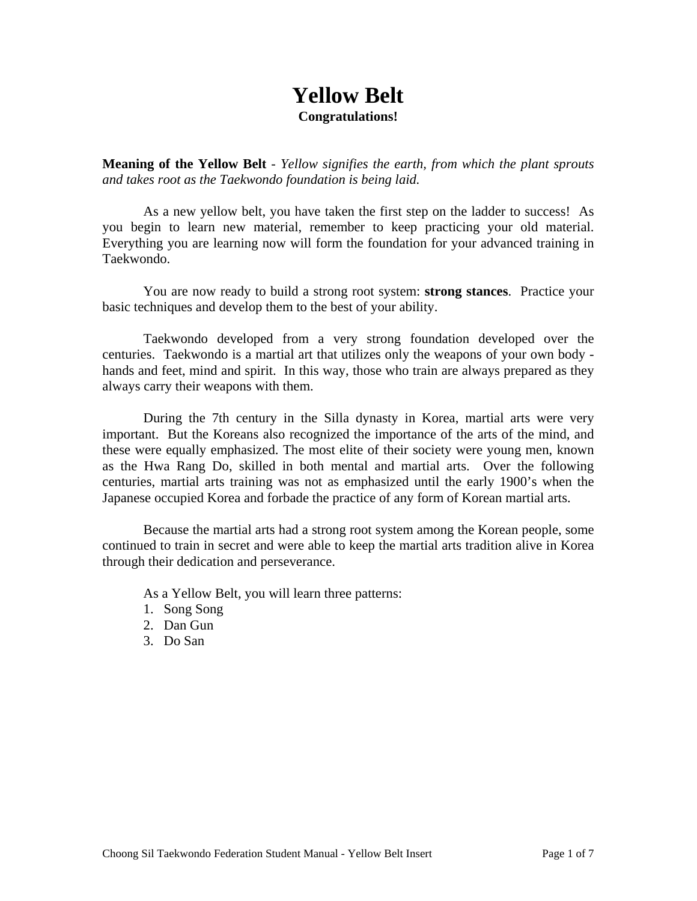# Yellow Belt

**Congratulations!**

**Meaning of the Yellow Belt** - *Yellow signifies the earth, from which the plant sprouts and takes root as the Taekwondo foundation is being laid.*

As a new yellow belt, you have taken the first step on the ladder to success! As you begin to learn new material, remember to keep practicing your old material. Everything you are learning now will form the foundation for your advanced training in Taekwondo.

You are now ready to build a strong root system: **strong stances**. Practice your basic techniques and develop them to the best of your ability.

Taekwondo developed from a very strong foundation developed over the centuries. Taekwondo is a martial art that utilizes only the weapons of your own body - hands and feet, mind and spirit. In this way, those who train are always prepared as they always carry their weapons with them.

During the 7th century in the Silla dynasty in Korea, martial arts were very important. But the Koreans also recognized the importance of the arts of the mind, and these were equally emphasized. The most elite of their society were young men, known as the Hwa Rang Do, skilled in both mental and martial arts. Over the following centuries, martial arts training was not as emphasized until the early 1900's when the Japanese occupied Korea and forbade the practice of any form of Korean martial arts.

Because the martial arts had a strong root system among the Korean people, some continued to train in secret and were able to keep the martial arts tradition alive in Korea through their dedication and perseverance.

As a Yellow Belt, you will learn three patterns:

1. Song Song
2. Dan Gun
3. Do San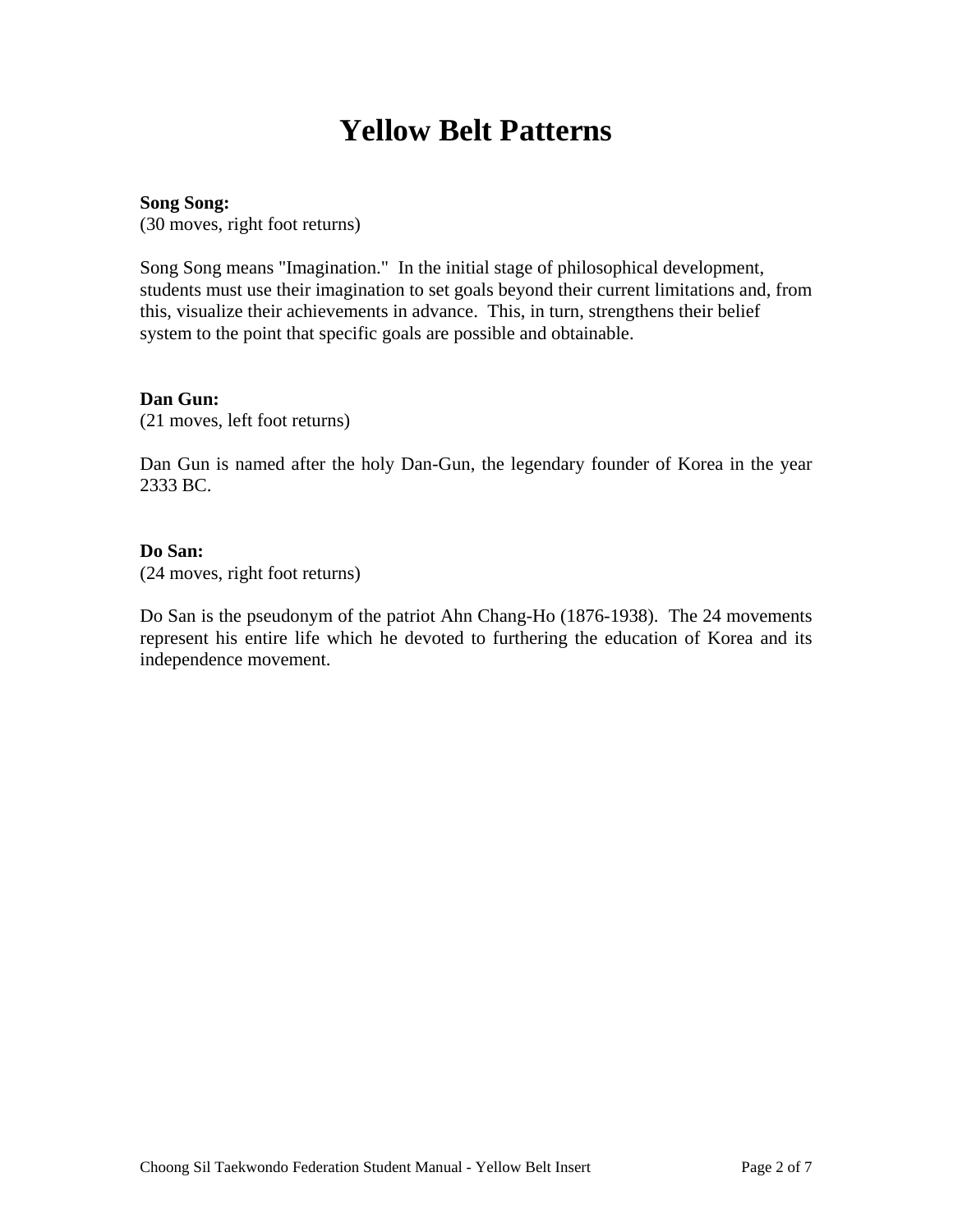# Yellow Belt Patterns

**Song Song:**
(30 moves, right foot returns)

Song Song means "Imagination." In the initial stage of philosophical development, students must use their imagination to set goals beyond their current limitations and, from this, visualize their achievements in advance. This, in turn, strengthens their belief system to the point that specific goals are possible and obtainable.

**Dan Gun:**
(21 moves, left foot returns)

Dan Gun is named after the holy Dan-Gun, the legendary founder of Korea in the year 2333 BC.

**Do San:**
(24 moves, right foot returns)

Do San is the pseudonym of the patriot Ahn Chang-Ho (1876-1938). The 24 movements represent his entire life which he devoted to furthering the education of Korea and its independence movement.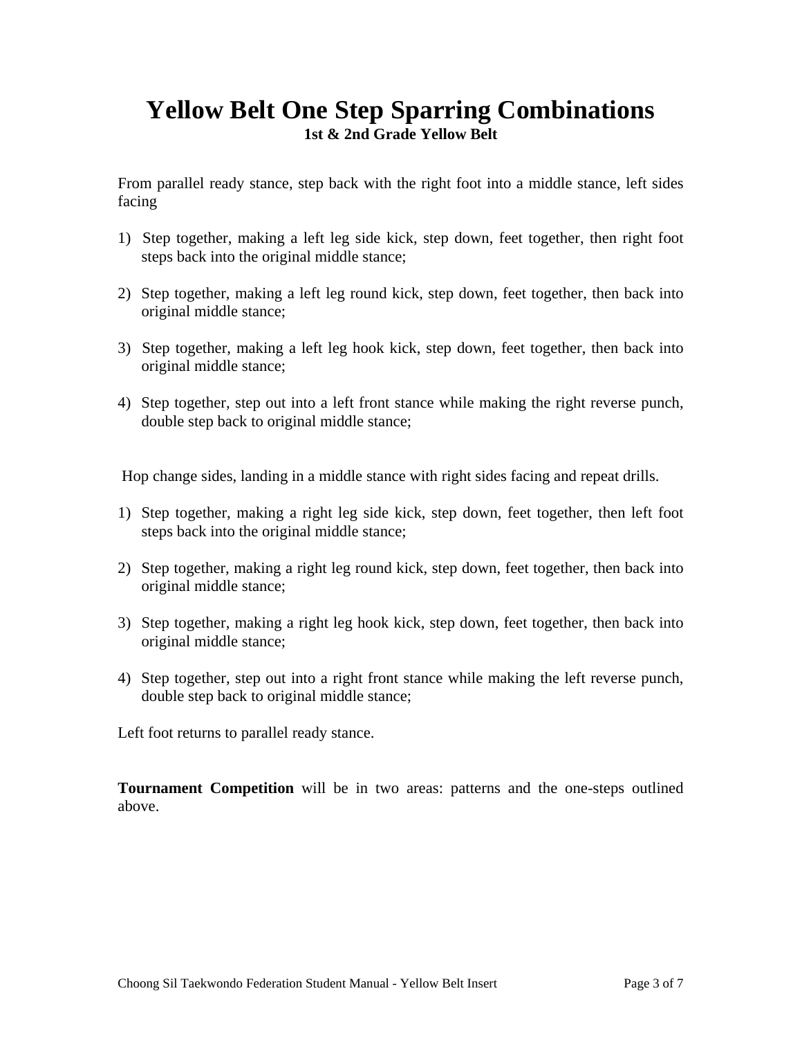# Yellow Belt One Step Sparring Combinations

**1st & 2nd Grade Yellow Belt**

From parallel ready stance, step back with the right foot into a middle stance, left sides facing

1) Step together, making a left leg side kick, step down, feet together, then right foot steps back into the original middle stance;

2) Step together, making a left leg round kick, step down, feet together, then back into original middle stance;

3) Step together, making a left leg hook kick, step down, feet together, then back into original middle stance;

4) Step together, step out into a left front stance while making the right reverse punch, double step back to original middle stance;

Hop change sides, landing in a middle stance with right sides facing and repeat drills.

1) Step together, making a right leg side kick, step down, feet together, then left foot steps back into the original middle stance;

2) Step together, making a right leg round kick, step down, feet together, then back into original middle stance;

3) Step together, making a right leg hook kick, step down, feet together, then back into original middle stance;

4) Step together, step out into a right front stance while making the left reverse punch, double step back to original middle stance;

Left foot returns to parallel ready stance.

**Tournament Competition** will be in two areas: patterns and the one-steps outlined above.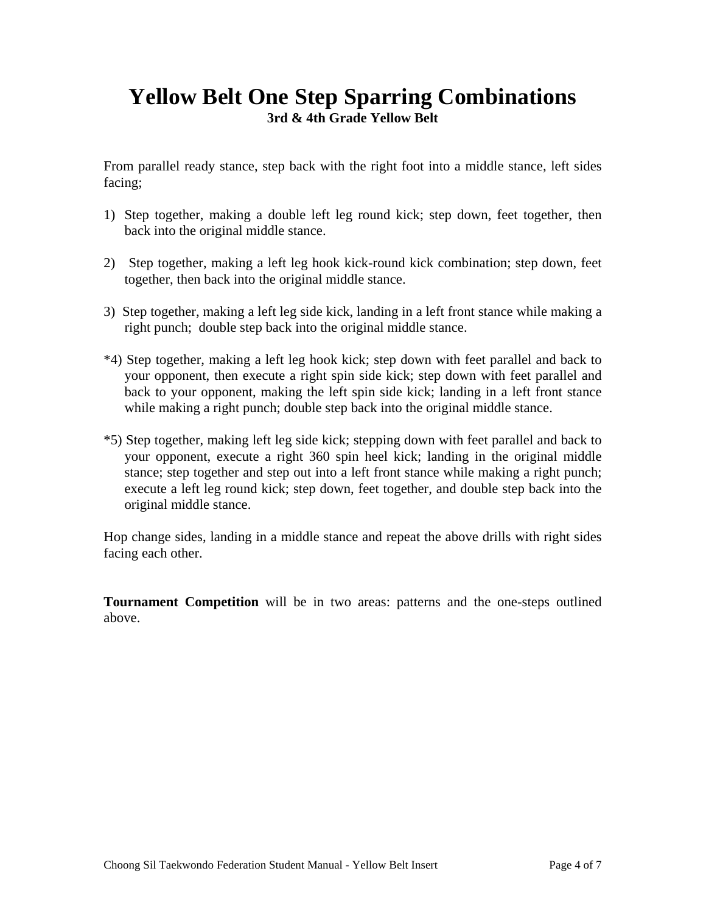# Yellow Belt One Step Sparring Combinations

**3rd & 4th Grade Yellow Belt**

From parallel ready stance, step back with the right foot into a middle stance, left sides facing;

1) Step together, making a double left leg round kick; step down, feet together, then back into the original middle stance.

2) Step together, making a left leg hook kick-round kick combination; step down, feet together, then back into the original middle stance.

3) Step together, making a left leg side kick, landing in a left front stance while making a right punch; double step back into the original middle stance.

*4) Step together, making a left leg hook kick; step down with feet parallel and back to your opponent, then execute a right spin side kick; step down with feet parallel and back to your opponent, making the left spin side kick; landing in a left front stance while making a right punch; double step back into the original middle stance.

*5) Step together, making left leg side kick; stepping down with feet parallel and back to your opponent, execute a right 360 spin heel kick; landing in the original middle stance; step together and step out into a left front stance while making a right punch; execute a left leg round kick; step down, feet together, and double step back into the original middle stance.

Hop change sides, landing in a middle stance and repeat the above drills with right sides facing each other.

**Tournament Competition** will be in two areas: patterns and the one-steps outlined above.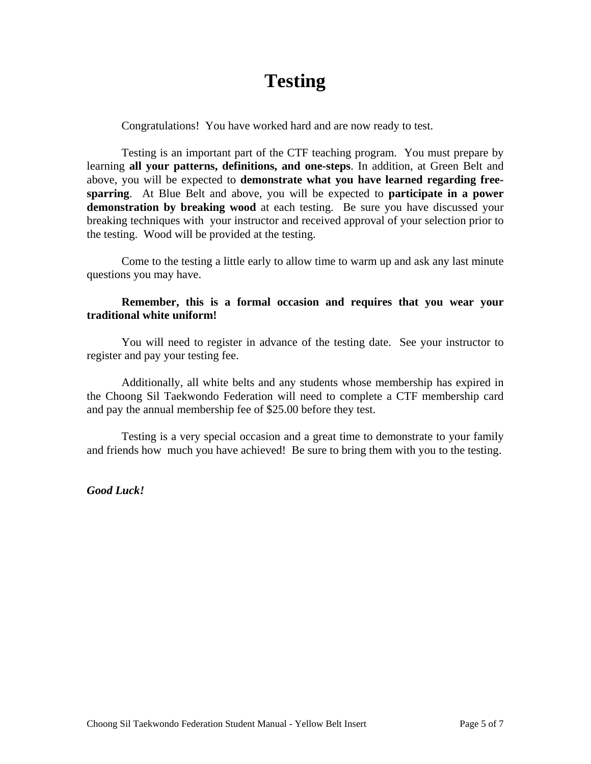# Testing

Congratulations! You have worked hard and are now ready to test.

Testing is an important part of the CTF teaching program. You must prepare by learning **all your patterns, definitions, and one-steps**. In addition, at Green Belt and above, you will be expected to **demonstrate what you have learned regarding free-sparring**. At Blue Belt and above, you will be expected to **participate in a power demonstration by breaking wood** at each testing. Be sure you have discussed your breaking techniques with your instructor and received approval of your selection prior to the testing. Wood will be provided at the testing.

Come to the testing a little early to allow time to warm up and ask any last minute questions you may have.

**Remember, this is a formal occasion and requires that you wear your traditional white uniform!**

You will need to register in advance of the testing date. See your instructor to register and pay your testing fee.

Additionally, all white belts and any students whose membership has expired in the Choong Sil Taekwondo Federation will need to complete a CTF membership card and pay the annual membership fee of $25.00 before they test.

Testing is a very special occasion and a great time to demonstrate to your family and friends how much you have achieved! Be sure to bring them with you to the testing.

***Good Luck!***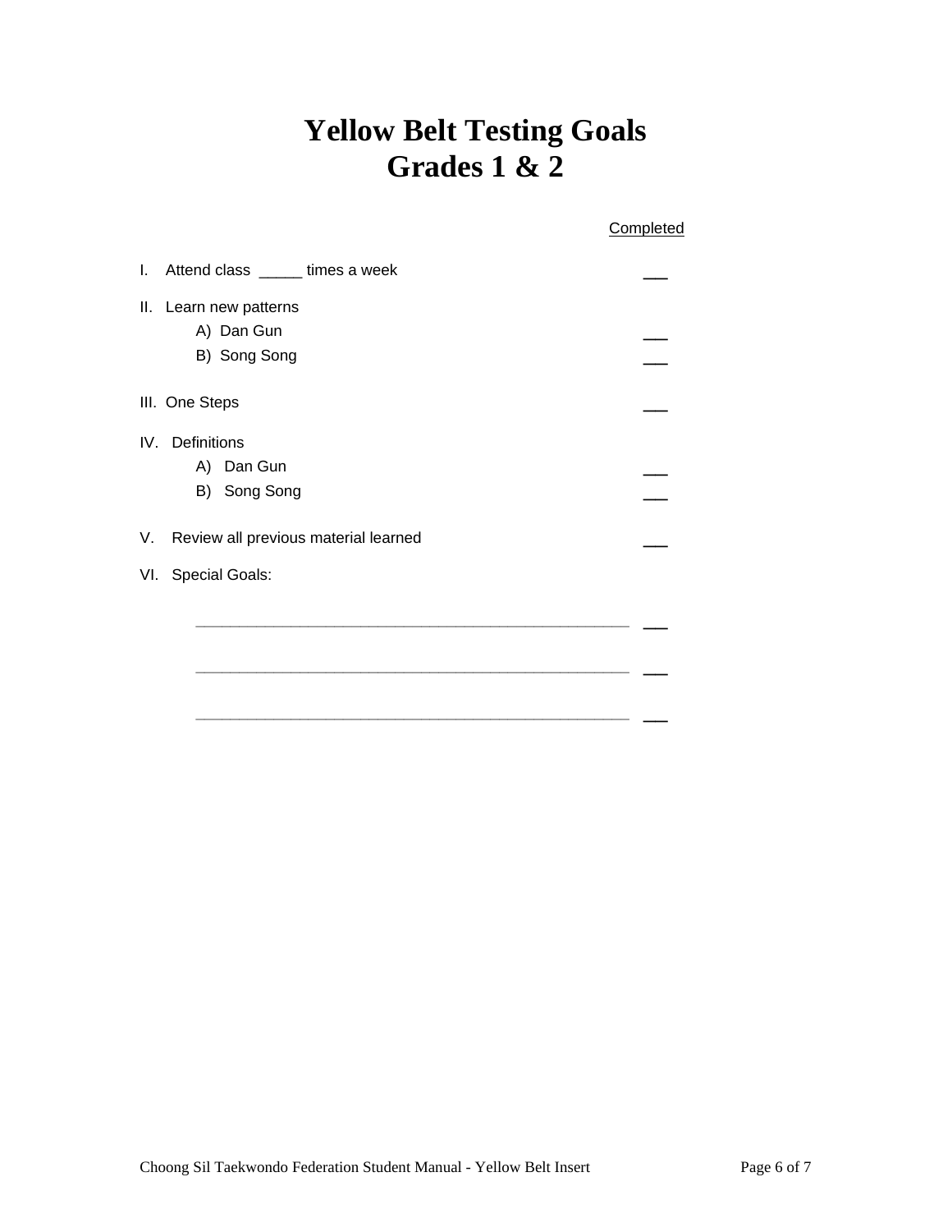# Yellow Belt Testing Goals
# Grades 1 & 2

Completed

I. Attend class _____ times a week ___

II. Learn new patterns
   - A) Dan Gun ___
   - B) Song Song ___

III. One Steps ___

IV. Definitions
   - A) Dan Gun ___
   - B) Song Song ___

V. Review all previous material learned ___

VI. Special Goals:

   ____________________________________________ ___

   ____________________________________________ ___

   ____________________________________________ ___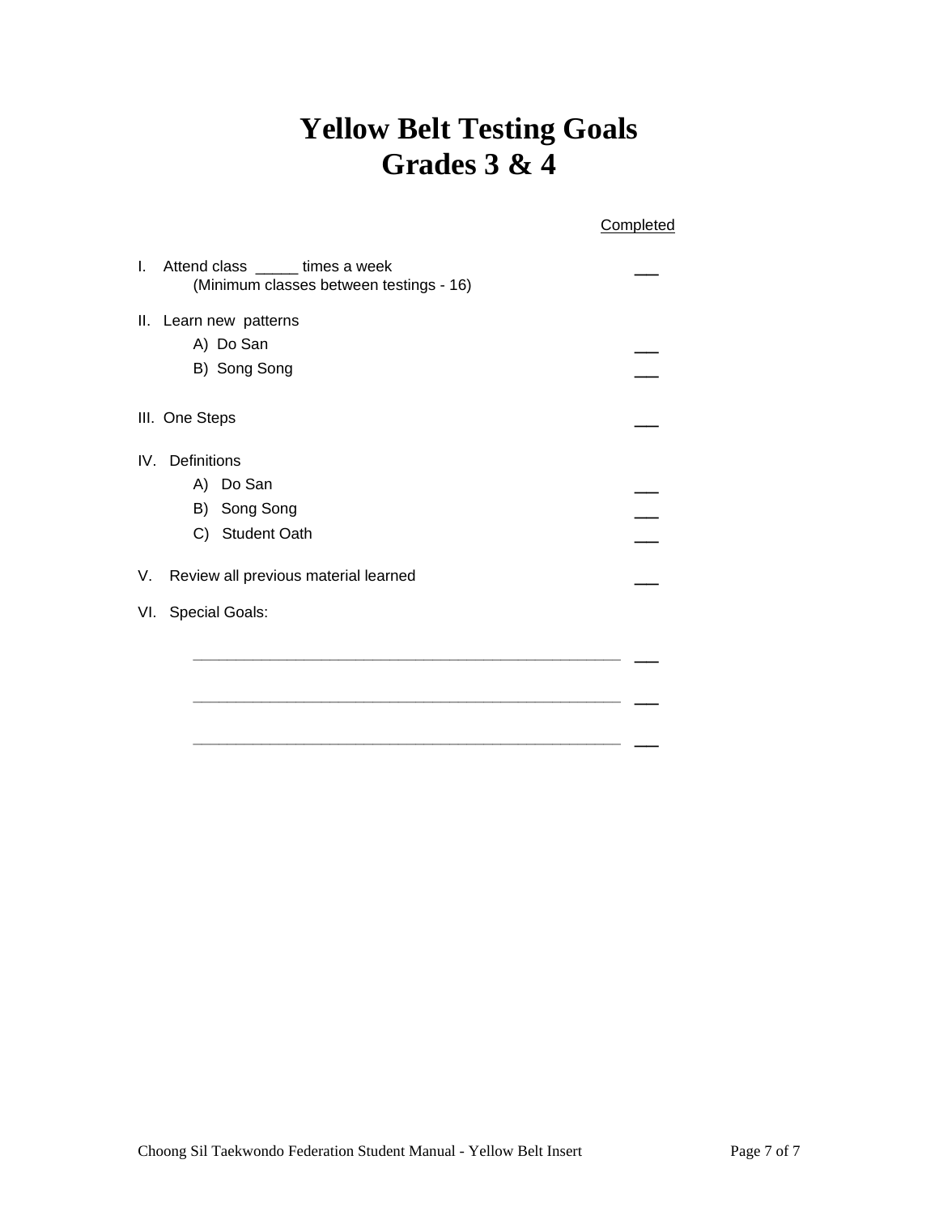# Yellow Belt Testing Goals
# Grades 3 & 4

| | Completed |
|---|---|
| I. Attend class _____ times a week (Minimum classes between testings - 16) | ___ |
| II. Learn new patterns | |
| A) Do San | ___ |
| B) Song Song | ___ |
| III. One Steps | ___ |
| IV. Definitions | |
| A) Do San | ___ |
| B) Song Song | ___ |
| C) Student Oath | ___ |
| V. Review all previous material learned | ___ |
| VI. Special Goals: | |
| ________________________________________________ | ___ |
| ________________________________________________ | ___ |
| ________________________________________________ | ___ |